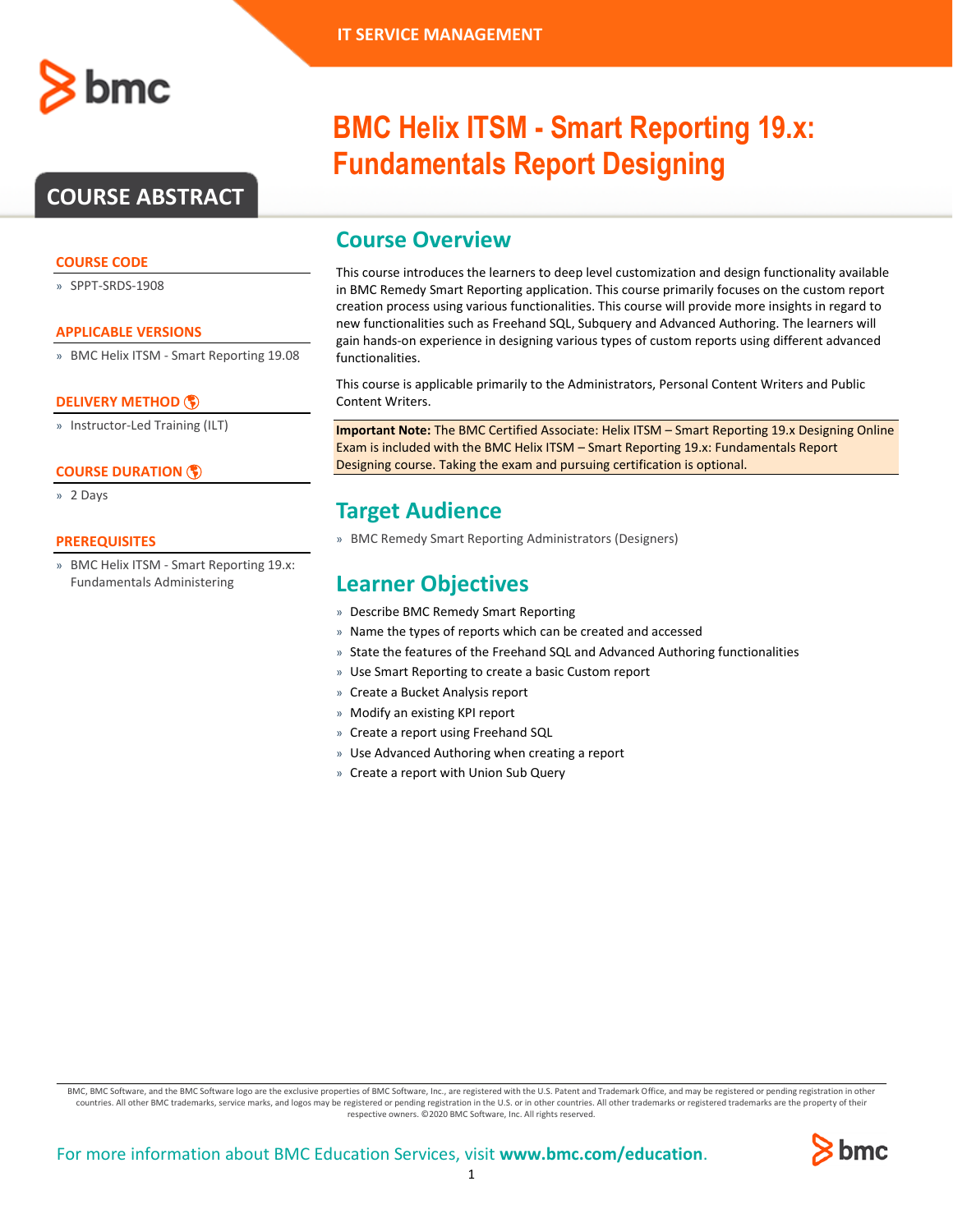IT SERVICE MANAGEMENT

# BMC Helix ITSM - Smart Reporting 19.x: Fundamentals Report Designing

## COURSE ABSTRACT

### COURSE CODE

- SPPT-SRDS-1908

### APPLICABLE VERSIONS

- BMC Helix ITSM - Smart Reporting 19.08

### DELIVERY METHOD

- Instructor-Led Training (ILT)

### COURSE DURATION

- 2 Days

### PREREQUISITES

- BMC Helix ITSM - Smart Reporting 19.x: Fundamentals Administering

## Course Overview

This course introduces the learners to deep level customization and design functionality available in BMC Remedy Smart Reporting application. This course primarily focuses on the custom report creation process using various functionalities. This course will provide more insights in regard to new functionalities such as Freehand SQL, Subquery and Advanced Authoring. The learners will gain hands-on experience in designing various types of custom reports using different advanced functionalities.

This course is applicable primarily to the Administrators, Personal Content Writers and Public Content Writers.

**Important Note:** The BMC Certified Associate: Helix ITSM – Smart Reporting 19.x Designing Online Exam is included with the BMC Helix ITSM – Smart Reporting 19.x: Fundamentals Report Designing course. Taking the exam and pursuing certification is optional.

## Target Audience

- BMC Remedy Smart Reporting Administrators (Designers)

## Learner Objectives

- Describe BMC Remedy Smart Reporting
- Name the types of reports which can be created and accessed
- State the features of the Freehand SQL and Advanced Authoring functionalities
- Use Smart Reporting to create a basic Custom report
- Create a Bucket Analysis report
- Modify an existing KPI report
- Create a report using Freehand SQL
- Use Advanced Authoring when creating a report
- Create a report with Union Sub Query

BMC, BMC Software, and the BMC Software logo are the exclusive properties of BMC Software, Inc., are registered with the U.S. Patent and Trademark Office, and may be registered or pending registration in other countries. All other BMC trademarks, service marks, and logos may be registered or pending registration in the U.S. or in other countries. All other trademarks or registered trademarks are the property of their respective owners. ©2020 BMC Software, Inc. All rights reserved.

For more information about BMC Education Services, visit **www.bmc.com/education**.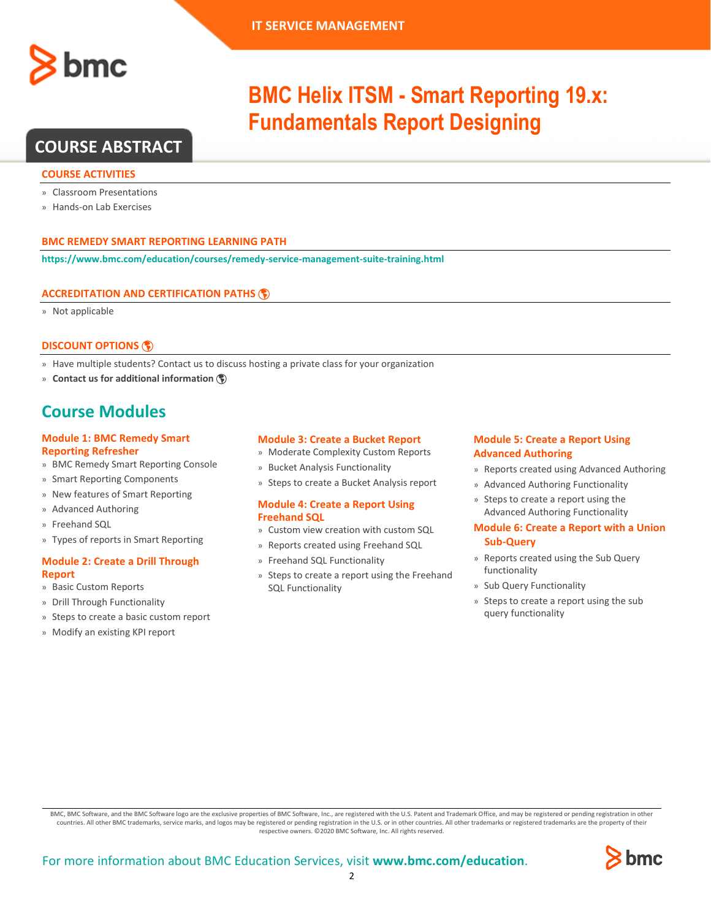IT SERVICE MANAGEMENT

# BMC Helix ITSM - Smart Reporting 19.x: Fundamentals Report Designing

## COURSE ABSTRACT

### COURSE ACTIVITIES

- Classroom Presentations
- Hands-on Lab Exercises

### BMC REMEDY SMART REPORTING LEARNING PATH

**https://www.bmc.com/education/courses/remedy-service-management-suite-training.html**

### ACCREDITATION AND CERTIFICATION PATHS

- Not applicable

### DISCOUNT OPTIONS

- Have multiple students? Contact us to discuss hosting a private class for your organization
- **Contact us for additional information**

## Course Modules

### Module 1: BMC Remedy Smart Reporting Refresher

- BMC Remedy Smart Reporting Console
- Smart Reporting Components
- New features of Smart Reporting
- Advanced Authoring
- Freehand SQL
- Types of reports in Smart Reporting

### Module 2: Create a Drill Through Report

- Basic Custom Reports
- Drill Through Functionality
- Steps to create a basic custom report
- Modify an existing KPI report

### Module 3: Create a Bucket Report

- Moderate Complexity Custom Reports
- Bucket Analysis Functionality
- Steps to create a Bucket Analysis report

### Module 4: Create a Report Using Freehand SQL

- Custom view creation with custom SQL
- Reports created using Freehand SQL
- Freehand SQL Functionality
- Steps to create a report using the Freehand SQL Functionality

### Module 5: Create a Report Using Advanced Authoring

- Reports created using Advanced Authoring
- Advanced Authoring Functionality
- Steps to create a report using the Advanced Authoring Functionality

### Module 6: Create a Report with a Union Sub-Query

- Reports created using the Sub Query functionality
- Sub Query Functionality
- Steps to create a report using the sub query functionality

BMC, BMC Software, and the BMC Software logo are the exclusive properties of BMC Software, Inc., are registered with the U.S. Patent and Trademark Office, and may be registered or pending registration in other countries. All other BMC trademarks, service marks, and logos may be registered or pending registration in the U.S. or in other countries. All other trademarks or registered trademarks are the property of their respective owners. ©2020 BMC Software, Inc. All rights reserved.

For more information about BMC Education Services, visit **www.bmc.com/education**.